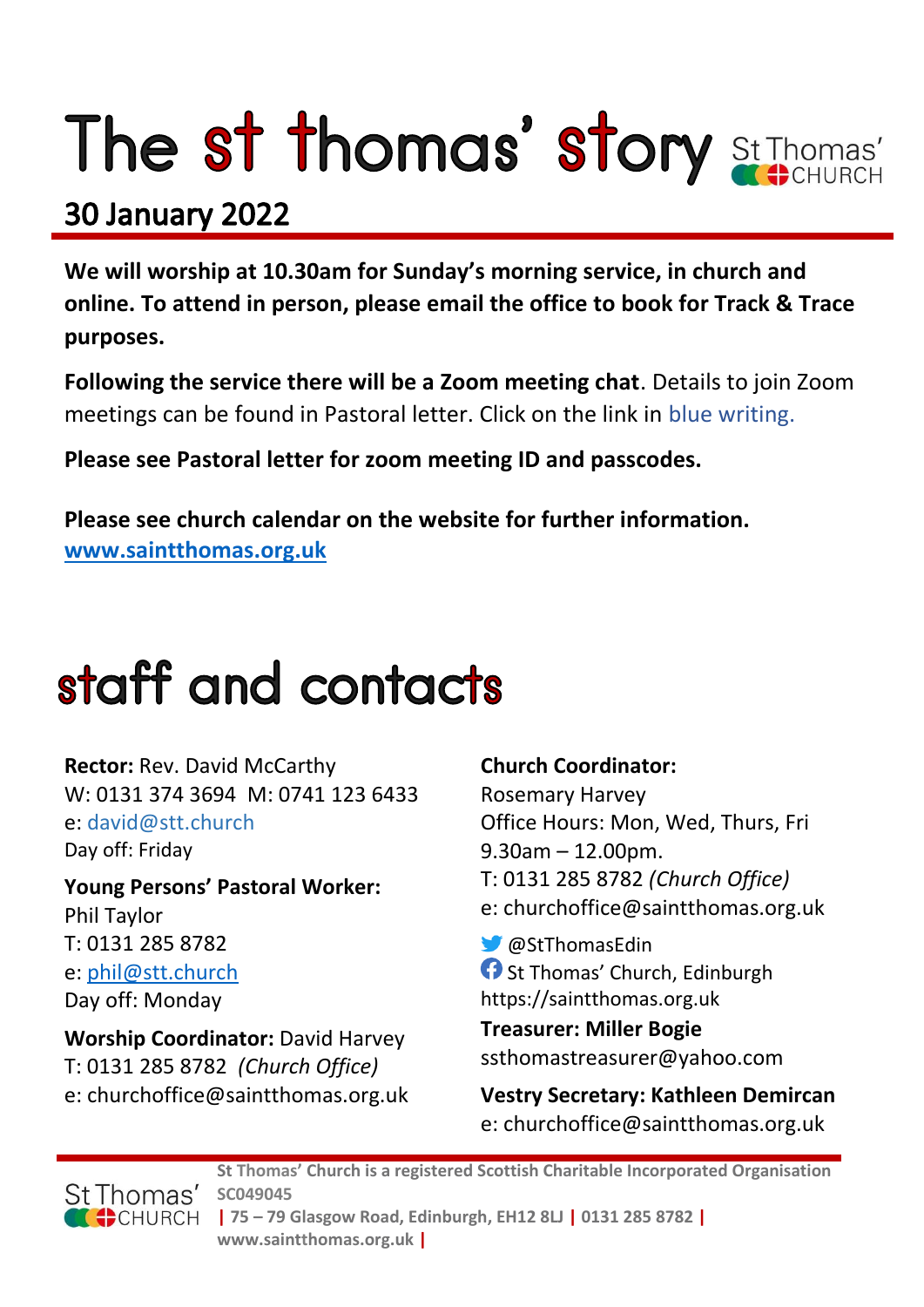# The st thomas' story

St Thomas' CHURCH

## 30 January 2022

**We will worship at 10.30am for Sunday's morning service, in church and online. To attend in person, please email the office to book for Track & Trace purposes.**

**Following the service there will be a Zoom meeting chat**. Details to join Zoom meetings can be found in Pastoral letter. Click on the link in blue writing.

**Please see Pastoral letter for zoom meeting ID and passcodes.**

**Please see church calendar on the website for further information.**
**www.saintthomas.org.uk**

# staff and contacts

**Rector:** Rev. David McCarthy
W: 0131 374 3694 M: 0741 123 6433
e: david@stt.church
Day off: Friday

**Young Persons' Pastoral Worker:**
Phil Taylor
T: 0131 285 8782
e: phil@stt.church
Day off: Monday

**Worship Coordinator:** David Harvey
T: 0131 285 8782 *(Church Office)*
e: churchoffice@saintthomas.org.uk

**Church Coordinator:**
Rosemary Harvey
Office Hours: Mon, Wed, Thurs, Fri
9.30am – 12.00pm.
T: 0131 285 8782 *(Church Office)*
e: churchoffice@saintthomas.org.uk

@StThomasEdin
St Thomas' Church, Edinburgh
https://saintthomas.org.uk

**Treasurer: Miller Bogie**
ssthomastreasurer@yahoo.com

**Vestry Secretary: Kathleen Demircan**
e: churchoffice@saintthomas.org.uk

St Thomas' CHURCH

**St Thomas' Church is a registered Scottish Charitable Incorporated Organisation SC049045 | 75 – 79 Glasgow Road, Edinburgh, EH12 8LJ | 0131 285 8782 | www.saintthomas.org.uk |**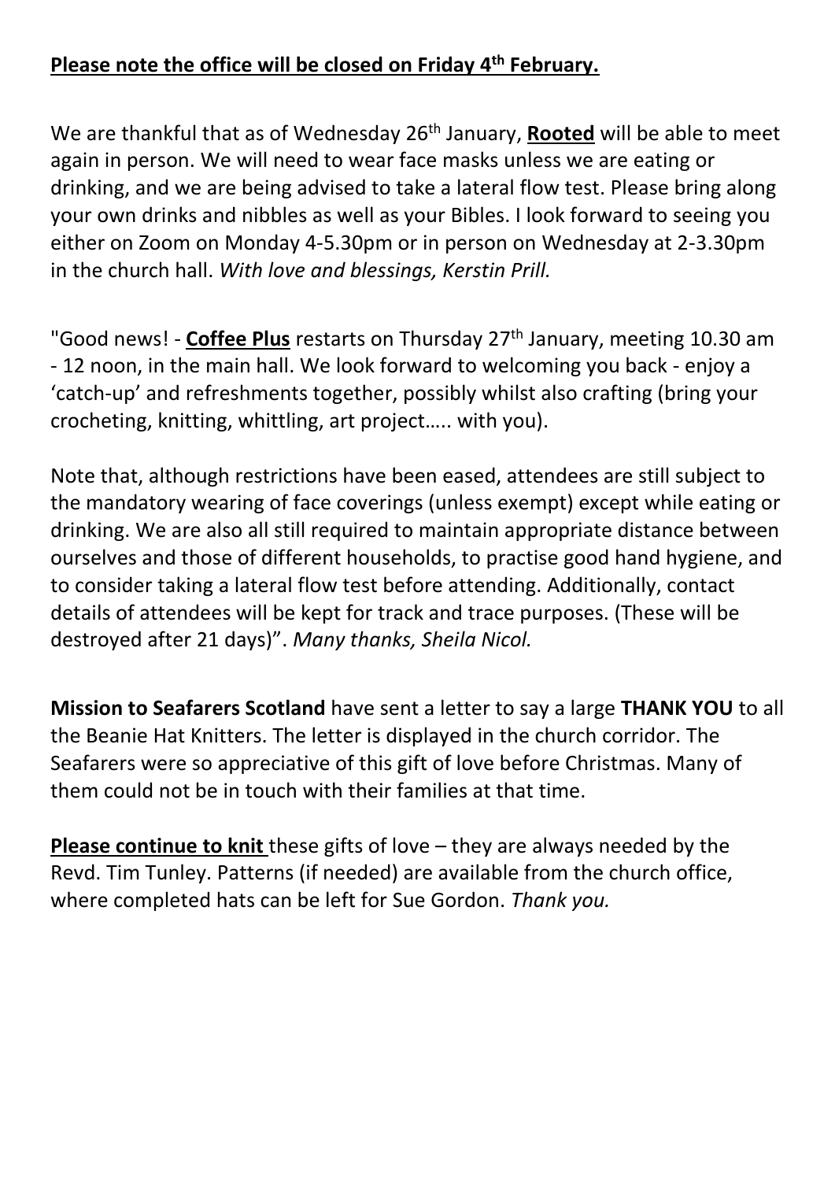**Please note the office will be closed on Friday 4th February.**

We are thankful that as of Wednesday 26th January, **Rooted** will be able to meet again in person. We will need to wear face masks unless we are eating or drinking, and we are being advised to take a lateral flow test. Please bring along your own drinks and nibbles as well as your Bibles. I look forward to seeing you either on Zoom on Monday 4-5.30pm or in person on Wednesday at 2-3.30pm in the church hall. *With love and blessings, Kerstin Prill.*

"Good news! - **Coffee Plus** restarts on Thursday 27th January, meeting 10.30 am - 12 noon, in the main hall. We look forward to welcoming you back - enjoy a 'catch-up' and refreshments together, possibly whilst also crafting (bring your crocheting, knitting, whittling, art project….. with you).

Note that, although restrictions have been eased, attendees are still subject to the mandatory wearing of face coverings (unless exempt) except while eating or drinking. We are also all still required to maintain appropriate distance between ourselves and those of different households, to practise good hand hygiene, and to consider taking a lateral flow test before attending. Additionally, contact details of attendees will be kept for track and trace purposes. (These will be destroyed after 21 days)". *Many thanks, Sheila Nicol.*

**Mission to Seafarers Scotland** have sent a letter to say a large **THANK YOU** to all the Beanie Hat Knitters. The letter is displayed in the church corridor. The Seafarers were so appreciative of this gift of love before Christmas. Many of them could not be in touch with their families at that time.

**Please continue to knit** these gifts of love – they are always needed by the Revd. Tim Tunley. Patterns (if needed) are available from the church office, where completed hats can be left for Sue Gordon. *Thank you.*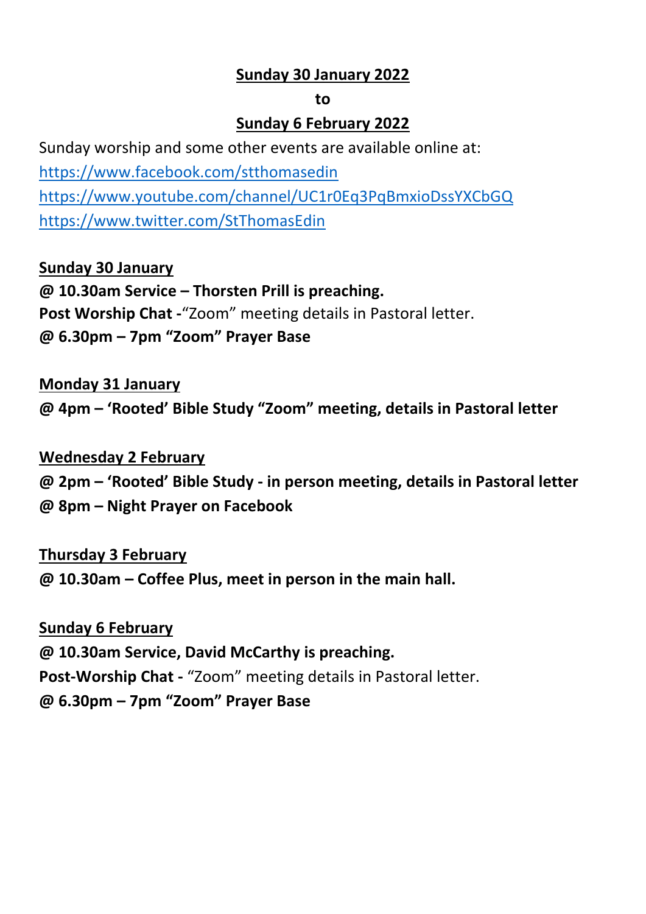**Sunday 30 January 2022**

**to**

**Sunday 6 February 2022**

Sunday worship and some other events are available online at:
https://www.facebook.com/stthomasedin
https://www.youtube.com/channel/UC1r0Eq3PqBmxioDssYXCbGQ
https://www.twitter.com/StThomasEdin

**Sunday 30 January**

**@ 10.30am Service – Thorsten Prill is preaching.**
**Post Worship Chat -**“Zoom” meeting details in Pastoral letter.
**@ 6.30pm – 7pm “Zoom” Prayer Base**

**Monday 31 January**

**@ 4pm – ‘Rooted’ Bible Study “Zoom” meeting, details in Pastoral letter**

**Wednesday 2 February**

**@ 2pm – ‘Rooted’ Bible Study - in person meeting, details in Pastoral letter**
**@ 8pm – Night Prayer on Facebook**

**Thursday 3 February**

**@ 10.30am – Coffee Plus, meet in person in the main hall.**

**Sunday 6 February**

**@ 10.30am Service, David McCarthy is preaching.**
**Post-Worship Chat -** “Zoom” meeting details in Pastoral letter.
**@ 6.30pm – 7pm “Zoom” Prayer Base**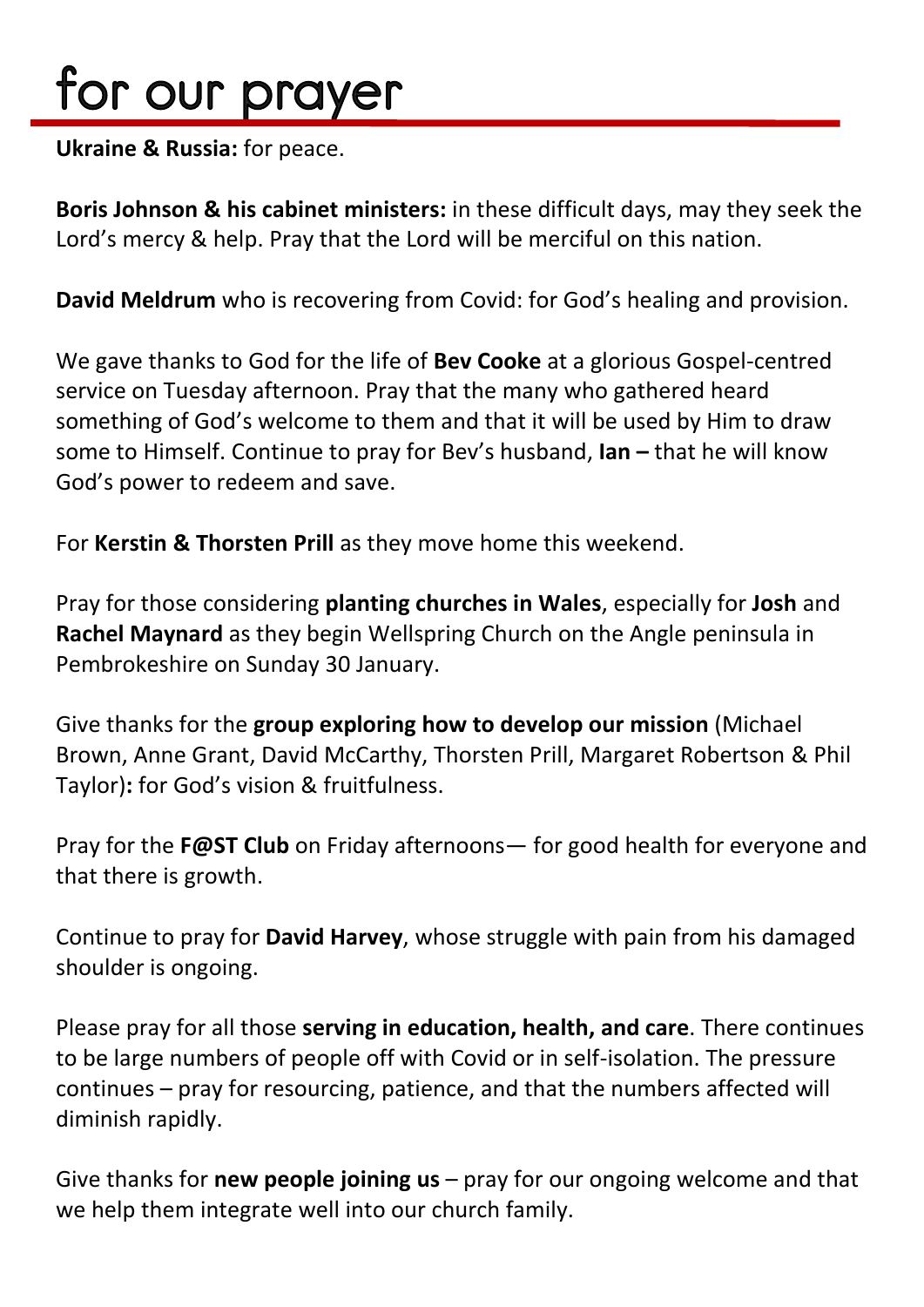# for our prayer

**Ukraine & Russia:** for peace.

**Boris Johnson & his cabinet ministers:** in these difficult days, may they seek the Lord's mercy & help. Pray that the Lord will be merciful on this nation.

**David Meldrum** who is recovering from Covid: for God's healing and provision.

We gave thanks to God for the life of **Bev Cooke** at a glorious Gospel-centred service on Tuesday afternoon. Pray that the many who gathered heard something of God's welcome to them and that it will be used by Him to draw some to Himself. Continue to pray for Bev's husband, **Ian –** that he will know God's power to redeem and save.

For **Kerstin & Thorsten Prill** as they move home this weekend.

Pray for those considering **planting churches in Wales**, especially for **Josh** and **Rachel Maynard** as they begin Wellspring Church on the Angle peninsula in Pembrokeshire on Sunday 30 January.

Give thanks for the **group exploring how to develop our mission** (Michael Brown, Anne Grant, David McCarthy, Thorsten Prill, Margaret Robertson & Phil Taylor)**:** for God's vision & fruitfulness.

Pray for the **F@ST Club** on Friday afternoons— for good health for everyone and that there is growth.

Continue to pray for **David Harvey**, whose struggle with pain from his damaged shoulder is ongoing.

Please pray for all those **serving in education, health, and care**. There continues to be large numbers of people off with Covid or in self-isolation. The pressure continues – pray for resourcing, patience, and that the numbers affected will diminish rapidly.

Give thanks for **new people joining us** – pray for our ongoing welcome and that we help them integrate well into our church family.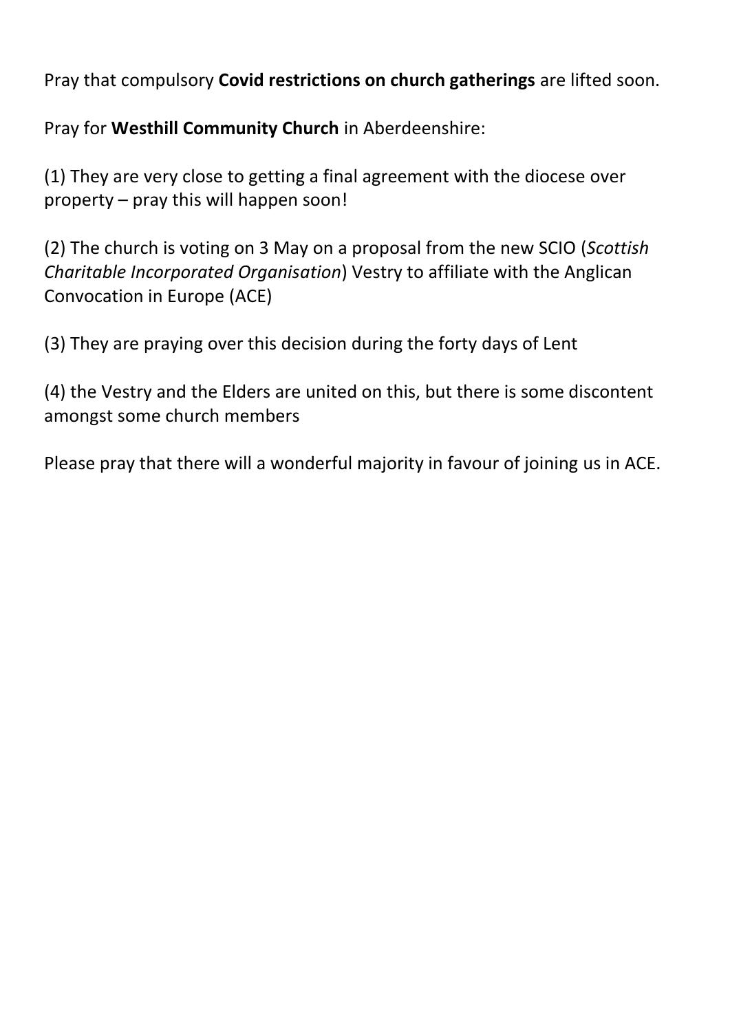Pray that compulsory **Covid restrictions on church gatherings** are lifted soon.

Pray for **Westhill Community Church** in Aberdeenshire:

(1) They are very close to getting a final agreement with the diocese over property – pray this will happen soon!

(2) The church is voting on 3 May on a proposal from the new SCIO (*Scottish Charitable Incorporated Organisation*) Vestry to affiliate with the Anglican Convocation in Europe (ACE)

(3) They are praying over this decision during the forty days of Lent

(4) the Vestry and the Elders are united on this, but there is some discontent amongst some church members

Please pray that there will a wonderful majority in favour of joining us in ACE.